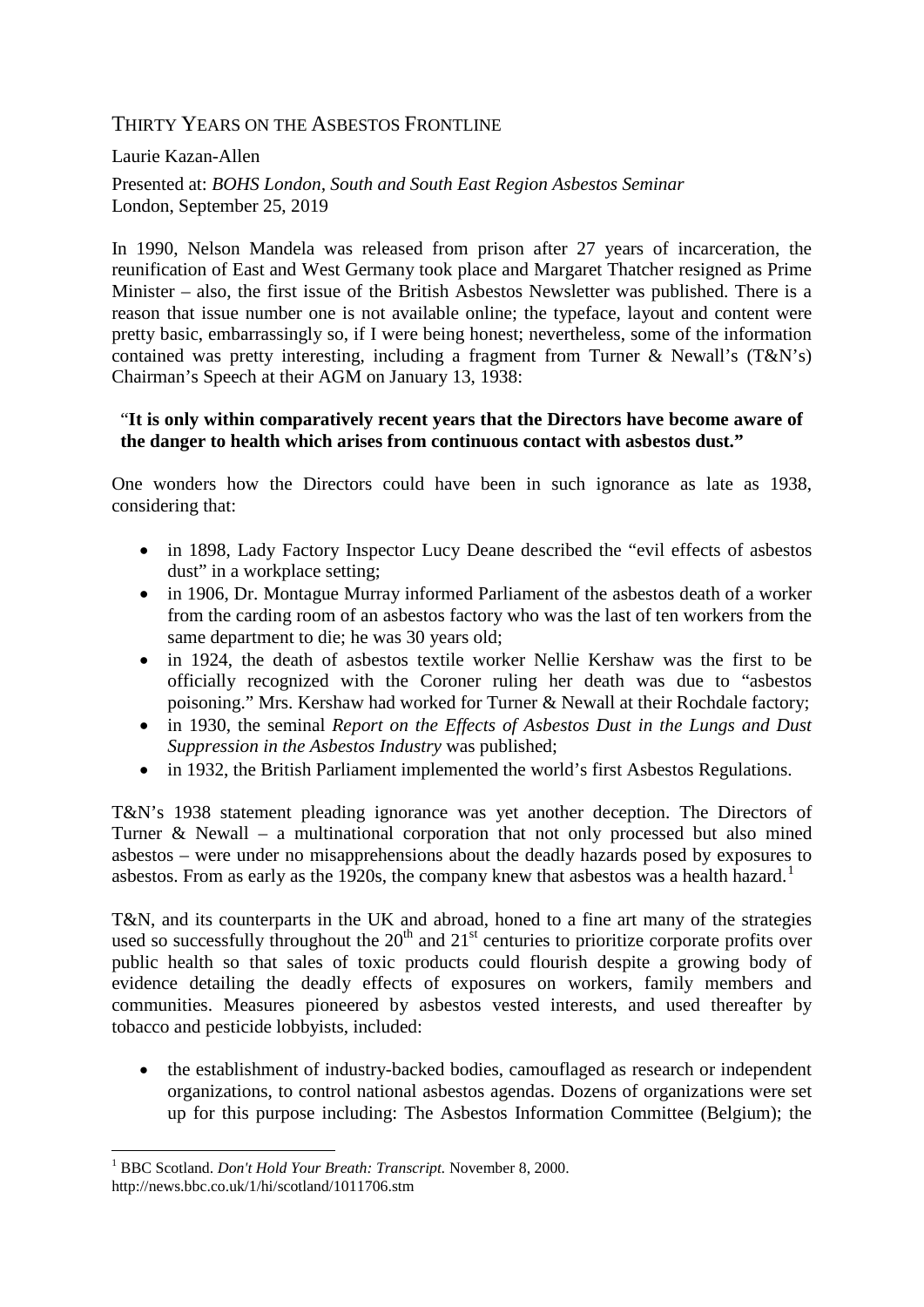# THIRTY YEARS ON THE ASBESTOS FRONTLINE

Laurie Kazan-Allen

Presented at: *BOHS London, South and South East Region Asbestos Seminar*
London, September 25, 2019

In 1990, Nelson Mandela was released from prison after 27 years of incarceration, the reunification of East and West Germany took place and Margaret Thatcher resigned as Prime Minister – also, the first issue of the British Asbestos Newsletter was published. There is a reason that issue number one is not available online; the typeface, layout and content were pretty basic, embarrassingly so, if I were being honest; nevertheless, some of the information contained was pretty interesting, including a fragment from Turner & Newall's (T&N's) Chairman's Speech at their AGM on January 13, 1938:

> "**It is only within comparatively recent years that the Directors have become aware of the danger to health which arises from continuous contact with asbestos dust."**

One wonders how the Directors could have been in such ignorance as late as 1938, considering that:

- in 1898, Lady Factory Inspector Lucy Deane described the "evil effects of asbestos dust" in a workplace setting;
- in 1906, Dr. Montague Murray informed Parliament of the asbestos death of a worker from the carding room of an asbestos factory who was the last of ten workers from the same department to die; he was 30 years old;
- in 1924, the death of asbestos textile worker Nellie Kershaw was the first to be officially recognized with the Coroner ruling her death was due to "asbestos poisoning." Mrs. Kershaw had worked for Turner & Newall at their Rochdale factory;
- in 1930, the seminal *Report on the Effects of Asbestos Dust in the Lungs and Dust Suppression in the Asbestos Industry* was published;
- in 1932, the British Parliament implemented the world's first Asbestos Regulations.

T&N's 1938 statement pleading ignorance was yet another deception. The Directors of Turner & Newall – a multinational corporation that not only processed but also mined asbestos – were under no misapprehensions about the deadly hazards posed by exposures to asbestos. From as early as the 1920s, the company knew that asbestos was a health hazard.[1]

T&N, and its counterparts in the UK and abroad, honed to a fine art many of the strategies used so successfully throughout the 20th and 21st centuries to prioritize corporate profits over public health so that sales of toxic products could flourish despite a growing body of evidence detailing the deadly effects of exposures on workers, family members and communities. Measures pioneered by asbestos vested interests, and used thereafter by tobacco and pesticide lobbyists, included:

- the establishment of industry-backed bodies, camouflaged as research or independent organizations, to control national asbestos agendas. Dozens of organizations were set up for this purpose including: The Asbestos Information Committee (Belgium); the

---

[1] BBC Scotland. *Don't Hold Your Breath: Transcript.* November 8, 2000. http://news.bbc.co.uk/1/hi/scotland/1011706.stm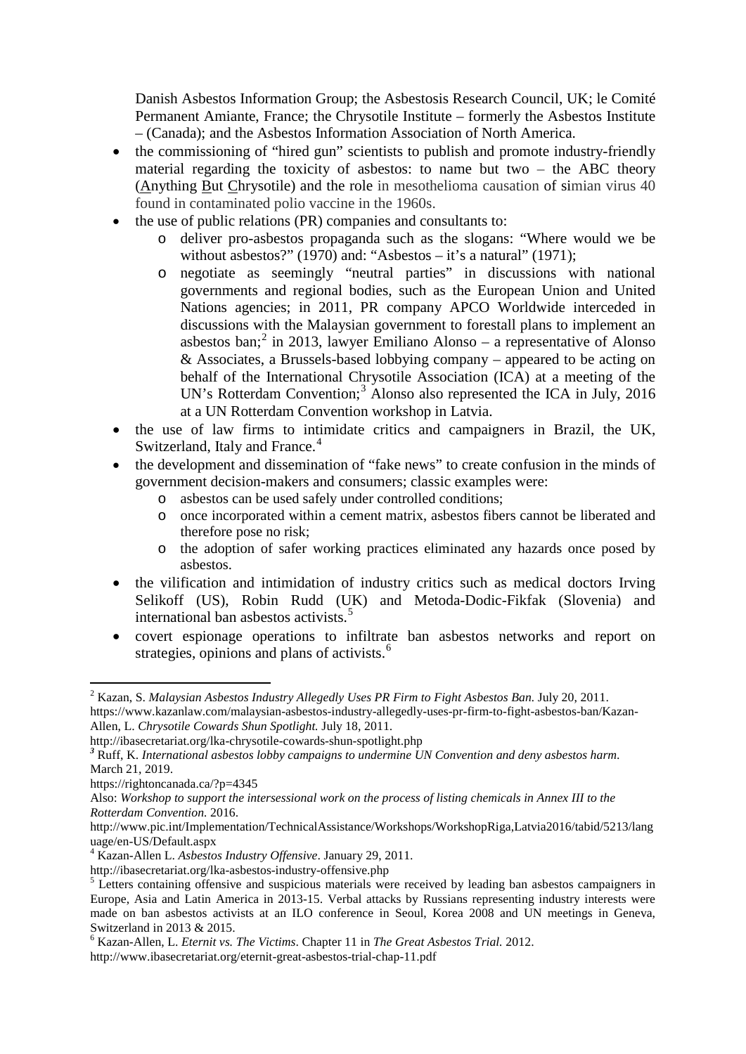Danish Asbestos Information Group; the Asbestosis Research Council, UK; le Comité Permanent Amiante, France; the Chrysotile Institute – formerly the Asbestos Institute – (Canada); and the Asbestos Information Association of North America.

- the commissioning of "hired gun" scientists to publish and promote industry-friendly material regarding the toxicity of asbestos: to name but two – the ABC theory (Anything But Chrysotile) and the role in mesothelioma causation of simian virus 40 found in contaminated polio vaccine in the 1960s.
- the use of public relations (PR) companies and consultants to:
  - deliver pro-asbestos propaganda such as the slogans: "Where would we be without asbestos?" (1970) and: "Asbestos – it's a natural" (1971);
  - negotiate as seemingly "neutral parties" in discussions with national governments and regional bodies, such as the European Union and United Nations agencies; in 2011, PR company APCO Worldwide interceded in discussions with the Malaysian government to forestall plans to implement an asbestos ban;[2] in 2013, lawyer Emiliano Alonso – a representative of Alonso & Associates, a Brussels-based lobbying company – appeared to be acting on behalf of the International Chrysotile Association (ICA) at a meeting of the UN's Rotterdam Convention;[3] Alonso also represented the ICA in July, 2016 at a UN Rotterdam Convention workshop in Latvia.
- the use of law firms to intimidate critics and campaigners in Brazil, the UK, Switzerland, Italy and France.[4]
- the development and dissemination of "fake news" to create confusion in the minds of government decision-makers and consumers; classic examples were:
  - asbestos can be used safely under controlled conditions;
  - once incorporated within a cement matrix, asbestos fibers cannot be liberated and therefore pose no risk;
  - the adoption of safer working practices eliminated any hazards once posed by asbestos.
- the vilification and intimidation of industry critics such as medical doctors Irving Selikoff (US), Robin Rudd (UK) and Metoda-Dodic-Fikfak (Slovenia) and international ban asbestos activists.[5]
- covert espionage operations to infiltrate ban asbestos networks and report on strategies, opinions and plans of activists.[6]

---

[2] Kazan, S. *Malaysian Asbestos Industry Allegedly Uses PR Firm to Fight Asbestos Ban.* July 20, 2011. https://www.kazanlaw.com/malaysian-asbestos-industry-allegedly-uses-pr-firm-to-fight-asbestos-ban/Kazan-Allen, L. *Chrysotile Cowards Shun Spotlight.* July 18, 2011.
http://ibasecretariat.org/lka-chrysotile-cowards-shun-spotlight.php

[3] Ruff, K. *International asbestos lobby campaigns to undermine UN Convention and deny asbestos harm.* March 21, 2019.
https://rightoncanada.ca/?p=4345
Also: *Workshop to support the intersessional work on the process of listing chemicals in Annex III to the Rotterdam Convention.* 2016.
http://www.pic.int/Implementation/TechnicalAssistance/Workshops/WorkshopRiga,Latvia2016/tabid/5213/language/en-US/Default.aspx

[4] Kazan-Allen L. *Asbestos Industry Offensive*. January 29, 2011.
http://ibasecretariat.org/lka-asbestos-industry-offensive.php

[5] Letters containing offensive and suspicious materials were received by leading ban asbestos campaigners in Europe, Asia and Latin America in 2013-15. Verbal attacks by Russians representing industry interests were made on ban asbestos activists at an ILO conference in Seoul, Korea 2008 and UN meetings in Geneva, Switzerland in 2013 & 2015.

[6] Kazan-Allen, L. *Eternit vs. The Victims*. Chapter 11 in *The Great Asbestos Trial.* 2012.
http://www.ibasecretariat.org/eternit-great-asbestos-trial-chap-11.pdf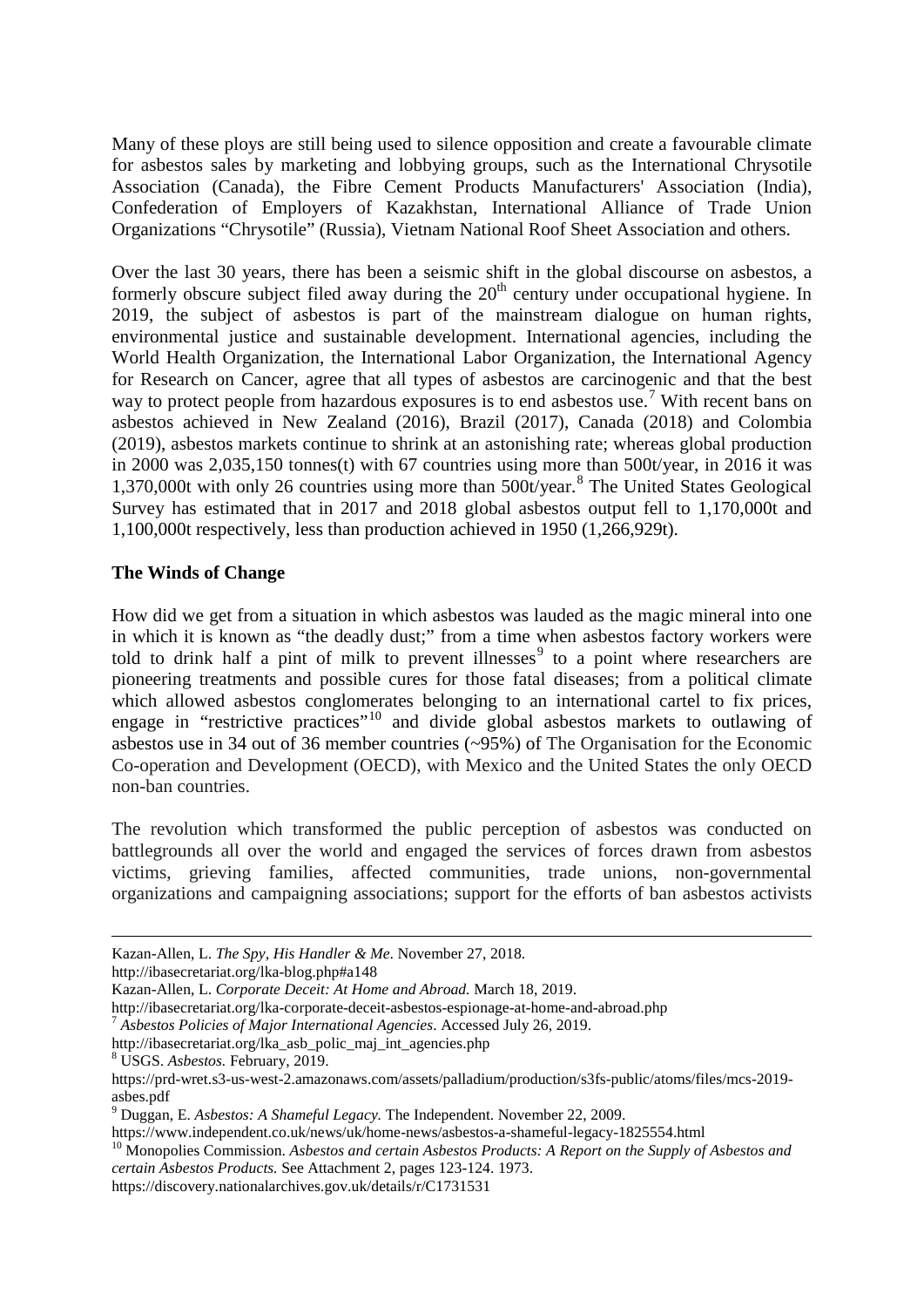Many of these ploys are still being used to silence opposition and create a favourable climate for asbestos sales by marketing and lobbying groups, such as the International Chrysotile Association (Canada), the Fibre Cement Products Manufacturers' Association (India), Confederation of Employers of Kazakhstan, International Alliance of Trade Union Organizations "Chrysotile" (Russia), Vietnam National Roof Sheet Association and others.

Over the last 30 years, there has been a seismic shift in the global discourse on asbestos, a formerly obscure subject filed away during the 20th century under occupational hygiene. In 2019, the subject of asbestos is part of the mainstream dialogue on human rights, environmental justice and sustainable development. International agencies, including the World Health Organization, the International Labor Organization, the International Agency for Research on Cancer, agree that all types of asbestos are carcinogenic and that the best way to protect people from hazardous exposures is to end asbestos use.[7] With recent bans on asbestos achieved in New Zealand (2016), Brazil (2017), Canada (2018) and Colombia (2019), asbestos markets continue to shrink at an astonishing rate; whereas global production in 2000 was 2,035,150 tonnes(t) with 67 countries using more than 500t/year, in 2016 it was 1,370,000t with only 26 countries using more than 500t/year.[8] The United States Geological Survey has estimated that in 2017 and 2018 global asbestos output fell to 1,170,000t and 1,100,000t respectively, less than production achieved in 1950 (1,266,929t).

**The Winds of Change**

How did we get from a situation in which asbestos was lauded as the magic mineral into one in which it is known as "the deadly dust;" from a time when asbestos factory workers were told to drink half a pint of milk to prevent illnesses[9] to a point where researchers are pioneering treatments and possible cures for those fatal diseases; from a political climate which allowed asbestos conglomerates belonging to an international cartel to fix prices, engage in "restrictive practices"[10] and divide global asbestos markets to outlawing of asbestos use in 34 out of 36 member countries (~95%) of The Organisation for the Economic Co-operation and Development (OECD), with Mexico and the United States the only OECD non-ban countries.

The revolution which transformed the public perception of asbestos was conducted on battlegrounds all over the world and engaged the services of forces drawn from asbestos victims, grieving families, affected communities, trade unions, non-governmental organizations and campaigning associations; support for the efforts of ban asbestos activists

---

Kazan-Allen, L. *The Spy, His Handler & Me*. November 27, 2018.
http://ibasecretariat.org/lka-blog.php#a148
Kazan-Allen, L. *Corporate Deceit: At Home and Abroad.* March 18, 2019.
http://ibasecretariat.org/lka-corporate-deceit-asbestos-espionage-at-home-and-abroad.php

[7] *Asbestos Policies of Major International Agencies*. Accessed July 26, 2019.
http://ibasecretariat.org/lka_asb_polic_maj_int_agencies.php

[8] USGS. *Asbestos.* February, 2019.
https://prd-wret.s3-us-west-2.amazonaws.com/assets/palladium/production/s3fs-public/atoms/files/mcs-2019-asbes.pdf

[9] Duggan, E. *Asbestos: A Shameful Legacy.* The Independent. November 22, 2009.
https://www.independent.co.uk/news/uk/home-news/asbestos-a-shameful-legacy-1825554.html

[10] Monopolies Commission. *Asbestos and certain Asbestos Products: A Report on the Supply of Asbestos and certain Asbestos Products.* See Attachment 2, pages 123-124. 1973.
https://discovery.nationalarchives.gov.uk/details/r/C1731531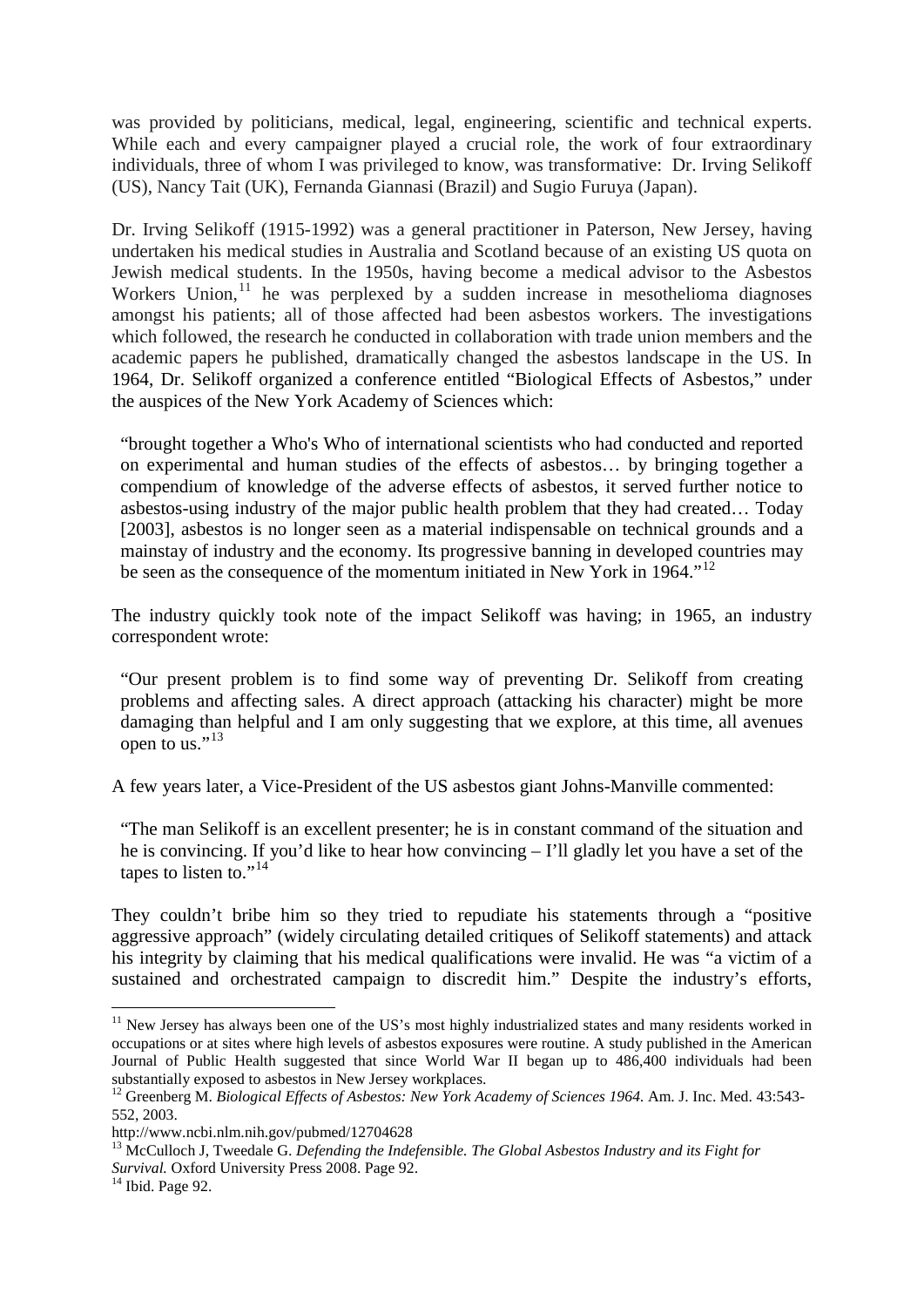was provided by politicians, medical, legal, engineering, scientific and technical experts. While each and every campaigner played a crucial role, the work of four extraordinary individuals, three of whom I was privileged to know, was transformative: Dr. Irving Selikoff (US), Nancy Tait (UK), Fernanda Giannasi (Brazil) and Sugio Furuya (Japan).

Dr. Irving Selikoff (1915-1992) was a general practitioner in Paterson, New Jersey, having undertaken his medical studies in Australia and Scotland because of an existing US quota on Jewish medical students. In the 1950s, having become a medical advisor to the Asbestos Workers Union,[11] he was perplexed by a sudden increase in mesothelioma diagnoses amongst his patients; all of those affected had been asbestos workers. The investigations which followed, the research he conducted in collaboration with trade union members and the academic papers he published, dramatically changed the asbestos landscape in the US. In 1964, Dr. Selikoff organized a conference entitled "Biological Effects of Asbestos," under the auspices of the New York Academy of Sciences which:

> "brought together a Who's Who of international scientists who had conducted and reported on experimental and human studies of the effects of asbestos… by bringing together a compendium of knowledge of the adverse effects of asbestos, it served further notice to asbestos-using industry of the major public health problem that they had created… Today [2003], asbestos is no longer seen as a material indispensable on technical grounds and a mainstay of industry and the economy. Its progressive banning in developed countries may be seen as the consequence of the momentum initiated in New York in 1964."[12]

The industry quickly took note of the impact Selikoff was having; in 1965, an industry correspondent wrote:

> "Our present problem is to find some way of preventing Dr. Selikoff from creating problems and affecting sales. A direct approach (attacking his character) might be more damaging than helpful and I am only suggesting that we explore, at this time, all avenues open to us."[13]

A few years later, a Vice-President of the US asbestos giant Johns-Manville commented:

> "The man Selikoff is an excellent presenter; he is in constant command of the situation and he is convincing. If you'd like to hear how convincing – I'll gladly let you have a set of the tapes to listen to."[14]

They couldn't bribe him so they tried to repudiate his statements through a "positive aggressive approach" (widely circulating detailed critiques of Selikoff statements) and attack his integrity by claiming that his medical qualifications were invalid. He was "a victim of a sustained and orchestrated campaign to discredit him." Despite the industry's efforts,

---

[11] New Jersey has always been one of the US's most highly industrialized states and many residents worked in occupations or at sites where high levels of asbestos exposures were routine. A study published in the American Journal of Public Health suggested that since World War II began up to 486,400 individuals had been substantially exposed to asbestos in New Jersey workplaces.

[12] Greenberg M. *Biological Effects of Asbestos: New York Academy of Sciences 1964.* Am. J. Inc. Med. 43:543-552, 2003.
http://www.ncbi.nlm.nih.gov/pubmed/12704628

[13] McCulloch J, Tweedale G. *Defending the Indefensible. The Global Asbestos Industry and its Fight for Survival.* Oxford University Press 2008. Page 92.

[14] Ibid. Page 92.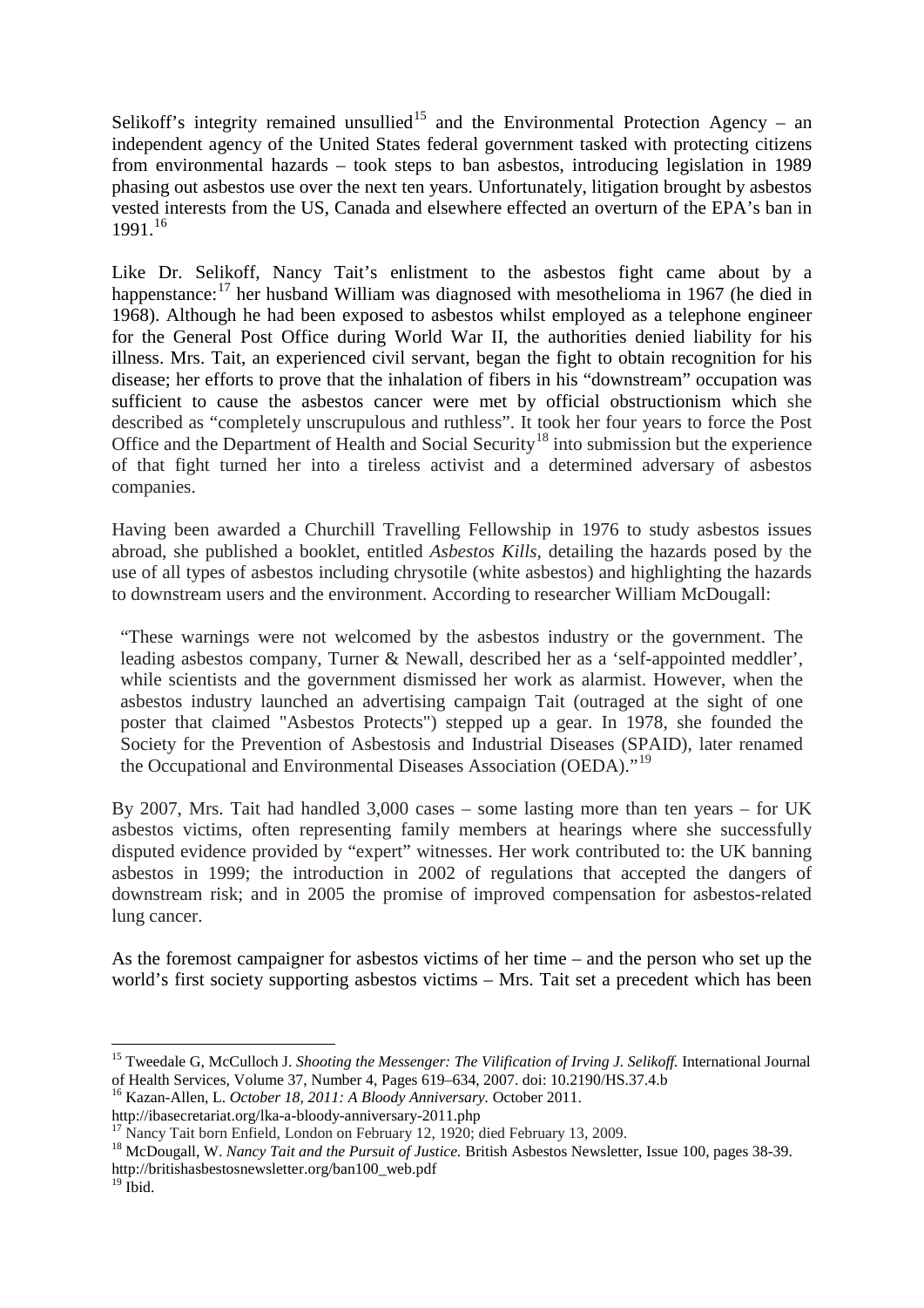Selikoff's integrity remained unsullied[15] and the Environmental Protection Agency – an independent agency of the United States federal government tasked with protecting citizens from environmental hazards – took steps to ban asbestos, introducing legislation in 1989 phasing out asbestos use over the next ten years. Unfortunately, litigation brought by asbestos vested interests from the US, Canada and elsewhere effected an overturn of the EPA's ban in 1991.[16]

Like Dr. Selikoff, Nancy Tait's enlistment to the asbestos fight came about by a happenstance:[17] her husband William was diagnosed with mesothelioma in 1967 (he died in 1968). Although he had been exposed to asbestos whilst employed as a telephone engineer for the General Post Office during World War II, the authorities denied liability for his illness. Mrs. Tait, an experienced civil servant, began the fight to obtain recognition for his disease; her efforts to prove that the inhalation of fibers in his "downstream" occupation was sufficient to cause the asbestos cancer were met by official obstructionism which she described as "completely unscrupulous and ruthless". It took her four years to force the Post Office and the Department of Health and Social Security[18] into submission but the experience of that fight turned her into a tireless activist and a determined adversary of asbestos companies.

Having been awarded a Churchill Travelling Fellowship in 1976 to study asbestos issues abroad, she published a booklet, entitled *Asbestos Kills*, detailing the hazards posed by the use of all types of asbestos including chrysotile (white asbestos) and highlighting the hazards to downstream users and the environment. According to researcher William McDougall:

> "These warnings were not welcomed by the asbestos industry or the government. The leading asbestos company, Turner & Newall, described her as a 'self-appointed meddler', while scientists and the government dismissed her work as alarmist. However, when the asbestos industry launched an advertising campaign Tait (outraged at the sight of one poster that claimed "Asbestos Protects") stepped up a gear. In 1978, she founded the Society for the Prevention of Asbestosis and Industrial Diseases (SPAID), later renamed the Occupational and Environmental Diseases Association (OEDA)."[19]

By 2007, Mrs. Tait had handled 3,000 cases – some lasting more than ten years – for UK asbestos victims, often representing family members at hearings where she successfully disputed evidence provided by "expert" witnesses. Her work contributed to: the UK banning asbestos in 1999; the introduction in 2002 of regulations that accepted the dangers of downstream risk; and in 2005 the promise of improved compensation for asbestos-related lung cancer.

As the foremost campaigner for asbestos victims of her time – and the person who set up the world's first society supporting asbestos victims – Mrs. Tait set a precedent which has been

---

[15] Tweedale G, McCulloch J. *Shooting the Messenger: The Vilification of Irving J. Selikoff.* International Journal of Health Services, Volume 37, Number 4, Pages 619–634, 2007. doi: 10.2190/HS.37.4.b

[16] Kazan-Allen, L. *October 18, 2011: A Bloody Anniversary.* October 2011. http://ibasecretariat.org/lka-a-bloody-anniversary-2011.php

[17] Nancy Tait born Enfield, London on February 12, 1920; died February 13, 2009.

[18] McDougall, W. *Nancy Tait and the Pursuit of Justice.* British Asbestos Newsletter, Issue 100, pages 38-39. http://britishasbestosnewsletter.org/ban100_web.pdf

[19] Ibid.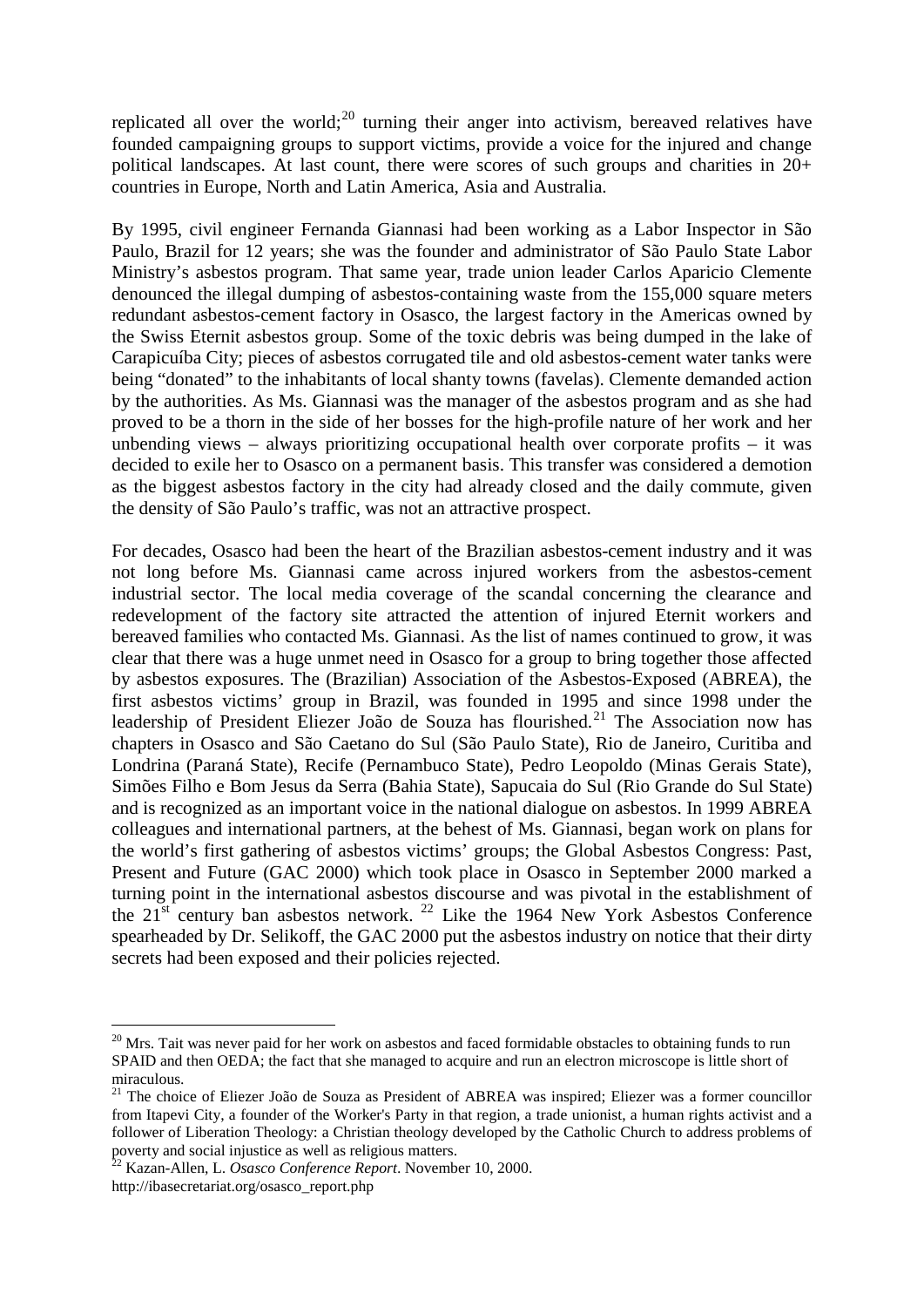replicated all over the world;[20] turning their anger into activism, bereaved relatives have founded campaigning groups to support victims, provide a voice for the injured and change political landscapes. At last count, there were scores of such groups and charities in 20+ countries in Europe, North and Latin America, Asia and Australia.

By 1995, civil engineer Fernanda Giannasi had been working as a Labor Inspector in São Paulo, Brazil for 12 years; she was the founder and administrator of São Paulo State Labor Ministry's asbestos program. That same year, trade union leader Carlos Aparicio Clemente denounced the illegal dumping of asbestos-containing waste from the 155,000 square meters redundant asbestos-cement factory in Osasco, the largest factory in the Americas owned by the Swiss Eternit asbestos group. Some of the toxic debris was being dumped in the lake of Carapicuíba City; pieces of asbestos corrugated tile and old asbestos-cement water tanks were being "donated" to the inhabitants of local shanty towns (favelas). Clemente demanded action by the authorities. As Ms. Giannasi was the manager of the asbestos program and as she had proved to be a thorn in the side of her bosses for the high-profile nature of her work and her unbending views – always prioritizing occupational health over corporate profits – it was decided to exile her to Osasco on a permanent basis. This transfer was considered a demotion as the biggest asbestos factory in the city had already closed and the daily commute, given the density of São Paulo's traffic, was not an attractive prospect.

For decades, Osasco had been the heart of the Brazilian asbestos-cement industry and it was not long before Ms. Giannasi came across injured workers from the asbestos-cement industrial sector. The local media coverage of the scandal concerning the clearance and redevelopment of the factory site attracted the attention of injured Eternit workers and bereaved families who contacted Ms. Giannasi. As the list of names continued to grow, it was clear that there was a huge unmet need in Osasco for a group to bring together those affected by asbestos exposures. The (Brazilian) Association of the Asbestos-Exposed (ABREA), the first asbestos victims' group in Brazil, was founded in 1995 and since 1998 under the leadership of President Eliezer João de Souza has flourished.[21] The Association now has chapters in Osasco and São Caetano do Sul (São Paulo State), Rio de Janeiro, Curitiba and Londrina (Paraná State), Recife (Pernambuco State), Pedro Leopoldo (Minas Gerais State), Simões Filho e Bom Jesus da Serra (Bahia State), Sapucaia do Sul (Rio Grande do Sul State) and is recognized as an important voice in the national dialogue on asbestos. In 1999 ABREA colleagues and international partners, at the behest of Ms. Giannasi, began work on plans for the world's first gathering of asbestos victims' groups; the Global Asbestos Congress: Past, Present and Future (GAC 2000) which took place in Osasco in September 2000 marked a turning point in the international asbestos discourse and was pivotal in the establishment of the 21st century ban asbestos network. [22] Like the 1964 New York Asbestos Conference spearheaded by Dr. Selikoff, the GAC 2000 put the asbestos industry on notice that their dirty secrets had been exposed and their policies rejected.

---

[20] Mrs. Tait was never paid for her work on asbestos and faced formidable obstacles to obtaining funds to run SPAID and then OEDA; the fact that she managed to acquire and run an electron microscope is little short of miraculous.

[21] The choice of Eliezer João de Souza as President of ABREA was inspired; Eliezer was a former councillor from Itapevi City, a founder of the Worker's Party in that region, a trade unionist, a human rights activist and a follower of Liberation Theology: a Christian theology developed by the Catholic Church to address problems of poverty and social injustice as well as religious matters.

[22] Kazan-Allen, L. *Osasco Conference Report*. November 10, 2000. http://ibasecretariat.org/osasco_report.php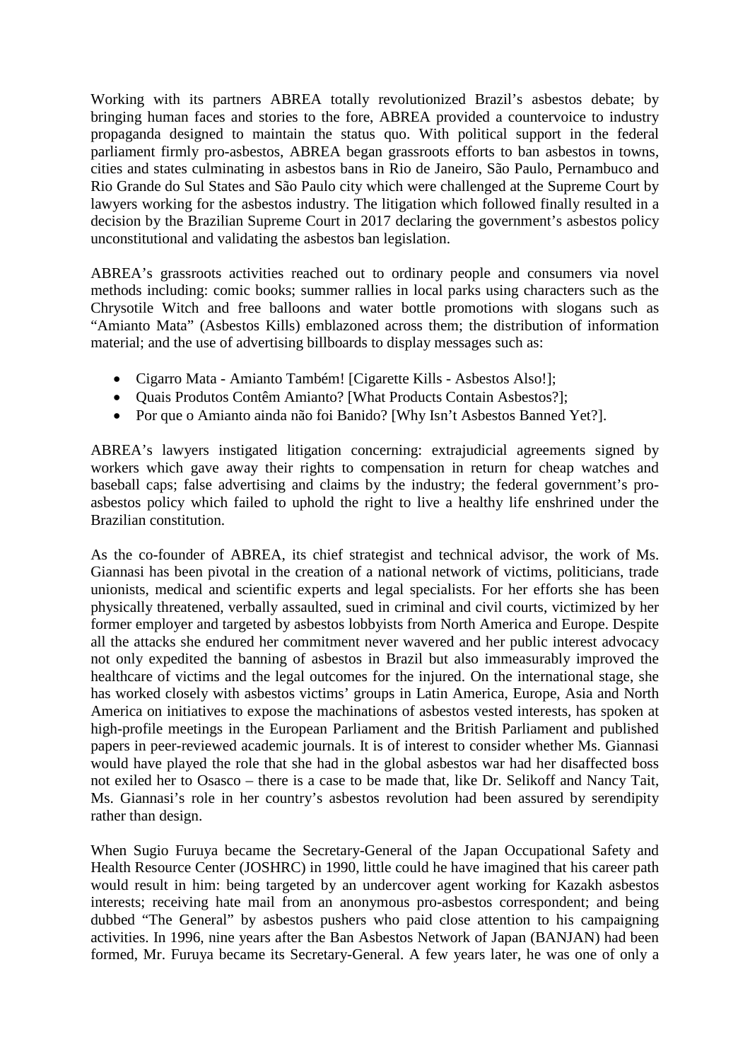Working with its partners ABREA totally revolutionized Brazil's asbestos debate; by bringing human faces and stories to the fore, ABREA provided a countervoice to industry propaganda designed to maintain the status quo. With political support in the federal parliament firmly pro-asbestos, ABREA began grassroots efforts to ban asbestos in towns, cities and states culminating in asbestos bans in Rio de Janeiro, São Paulo, Pernambuco and Rio Grande do Sul States and São Paulo city which were challenged at the Supreme Court by lawyers working for the asbestos industry. The litigation which followed finally resulted in a decision by the Brazilian Supreme Court in 2017 declaring the government's asbestos policy unconstitutional and validating the asbestos ban legislation.

ABREA's grassroots activities reached out to ordinary people and consumers via novel methods including: comic books; summer rallies in local parks using characters such as the Chrysotile Witch and free balloons and water bottle promotions with slogans such as "Amianto Mata" (Asbestos Kills) emblazoned across them; the distribution of information material; and the use of advertising billboards to display messages such as:

- Cigarro Mata - Amianto Também! [Cigarette Kills - Asbestos Also!];
- Quais Produtos Contêm Amianto? [What Products Contain Asbestos?];
- Por que o Amianto ainda não foi Banido? [Why Isn't Asbestos Banned Yet?].

ABREA's lawyers instigated litigation concerning: extrajudicial agreements signed by workers which gave away their rights to compensation in return for cheap watches and baseball caps; false advertising and claims by the industry; the federal government's pro-asbestos policy which failed to uphold the right to live a healthy life enshrined under the Brazilian constitution.

As the co-founder of ABREA, its chief strategist and technical advisor, the work of Ms. Giannasi has been pivotal in the creation of a national network of victims, politicians, trade unionists, medical and scientific experts and legal specialists. For her efforts she has been physically threatened, verbally assaulted, sued in criminal and civil courts, victimized by her former employer and targeted by asbestos lobbyists from North America and Europe. Despite all the attacks she endured her commitment never wavered and her public interest advocacy not only expedited the banning of asbestos in Brazil but also immeasurably improved the healthcare of victims and the legal outcomes for the injured. On the international stage, she has worked closely with asbestos victims' groups in Latin America, Europe, Asia and North America on initiatives to expose the machinations of asbestos vested interests, has spoken at high-profile meetings in the European Parliament and the British Parliament and published papers in peer-reviewed academic journals. It is of interest to consider whether Ms. Giannasi would have played the role that she had in the global asbestos war had her disaffected boss not exiled her to Osasco – there is a case to be made that, like Dr. Selikoff and Nancy Tait, Ms. Giannasi's role in her country's asbestos revolution had been assured by serendipity rather than design.

When Sugio Furuya became the Secretary-General of the Japan Occupational Safety and Health Resource Center (JOSHRC) in 1990, little could he have imagined that his career path would result in him: being targeted by an undercover agent working for Kazakh asbestos interests; receiving hate mail from an anonymous pro-asbestos correspondent; and being dubbed "The General" by asbestos pushers who paid close attention to his campaigning activities. In 1996, nine years after the Ban Asbestos Network of Japan (BANJAN) had been formed, Mr. Furuya became its Secretary-General. A few years later, he was one of only a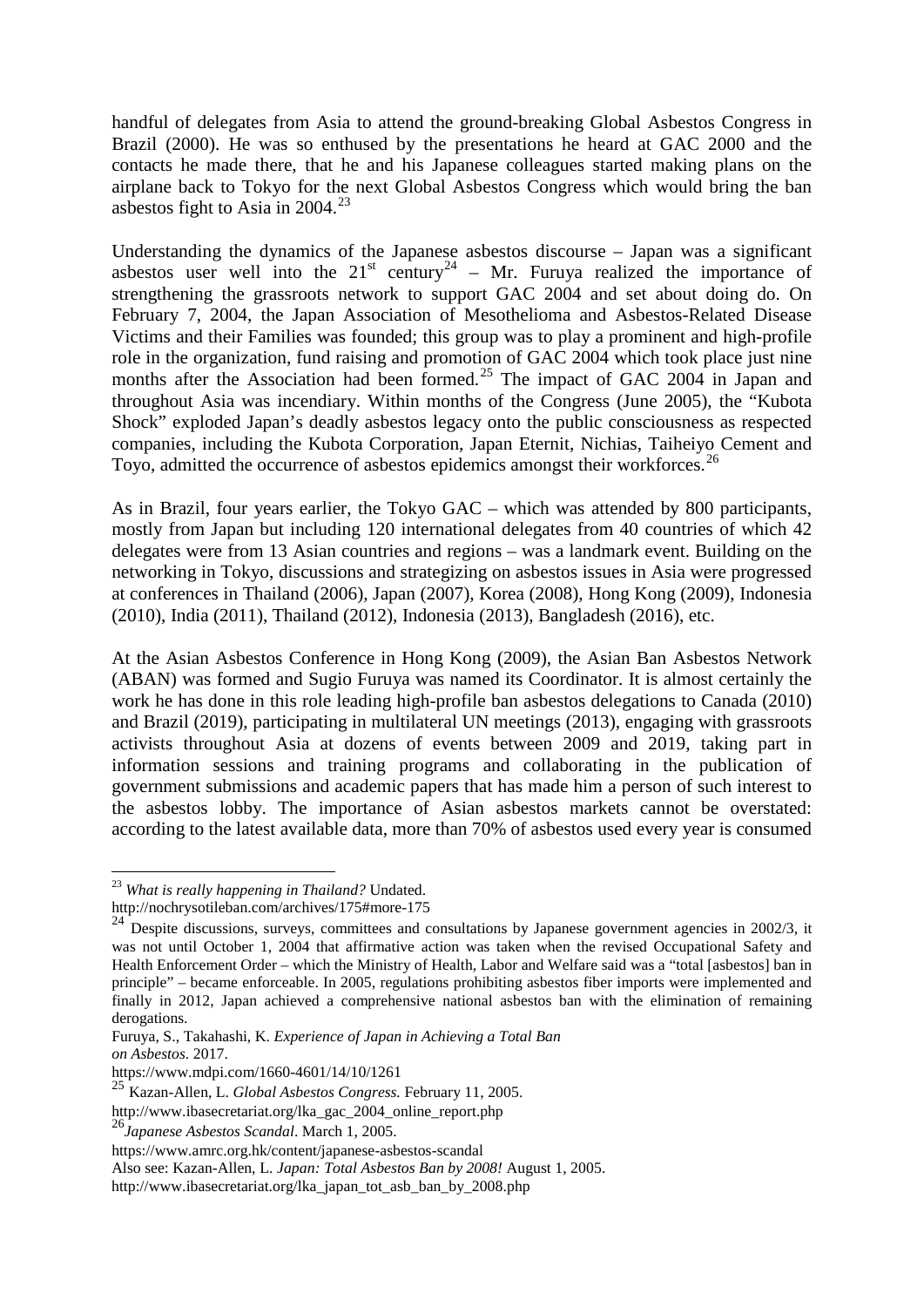handful of delegates from Asia to attend the ground-breaking Global Asbestos Congress in Brazil (2000). He was so enthused by the presentations he heard at GAC 2000 and the contacts he made there, that he and his Japanese colleagues started making plans on the airplane back to Tokyo for the next Global Asbestos Congress which would bring the ban asbestos fight to Asia in 2004.[23]

Understanding the dynamics of the Japanese asbestos discourse – Japan was a significant asbestos user well into the 21st century[24] – Mr. Furuya realized the importance of strengthening the grassroots network to support GAC 2004 and set about doing do. On February 7, 2004, the Japan Association of Mesothelioma and Asbestos-Related Disease Victims and their Families was founded; this group was to play a prominent and high-profile role in the organization, fund raising and promotion of GAC 2004 which took place just nine months after the Association had been formed.[25] The impact of GAC 2004 in Japan and throughout Asia was incendiary. Within months of the Congress (June 2005), the "Kubota Shock" exploded Japan's deadly asbestos legacy onto the public consciousness as respected companies, including the Kubota Corporation, Japan Eternit, Nichias, Taiheiyo Cement and Toyo, admitted the occurrence of asbestos epidemics amongst their workforces.[26]

As in Brazil, four years earlier, the Tokyo GAC – which was attended by 800 participants, mostly from Japan but including 120 international delegates from 40 countries of which 42 delegates were from 13 Asian countries and regions – was a landmark event. Building on the networking in Tokyo, discussions and strategizing on asbestos issues in Asia were progressed at conferences in Thailand (2006), Japan (2007), Korea (2008), Hong Kong (2009), Indonesia (2010), India (2011), Thailand (2012), Indonesia (2013), Bangladesh (2016), etc.

At the Asian Asbestos Conference in Hong Kong (2009), the Asian Ban Asbestos Network (ABAN) was formed and Sugio Furuya was named its Coordinator. It is almost certainly the work he has done in this role leading high-profile ban asbestos delegations to Canada (2010) and Brazil (2019), participating in multilateral UN meetings (2013), engaging with grassroots activists throughout Asia at dozens of events between 2009 and 2019, taking part in information sessions and training programs and collaborating in the publication of government submissions and academic papers that has made him a person of such interest to the asbestos lobby. The importance of Asian asbestos markets cannot be overstated: according to the latest available data, more than 70% of asbestos used every year is consumed

---

[23] *What is really happening in Thailand?* Undated.
http://nochrysotileban.com/archives/175#more-175

[24] Despite discussions, surveys, committees and consultations by Japanese government agencies in 2002/3, it was not until October 1, 2004 that affirmative action was taken when the revised Occupational Safety and Health Enforcement Order – which the Ministry of Health, Labor and Welfare said was a "total [asbestos] ban in principle" – became enforceable. In 2005, regulations prohibiting asbestos fiber imports were implemented and finally in 2012, Japan achieved a comprehensive national asbestos ban with the elimination of remaining derogations.

Furuya, S., Takahashi, K. *Experience of Japan in Achieving a Total Ban on Asbestos*. 2017.
https://www.mdpi.com/1660-4601/14/10/1261

[25] Kazan-Allen, L. *Global Asbestos Congress.* February 11, 2005.
http://www.ibasecretariat.org/lka_gac_2004_online_report.php

[26] *Japanese Asbestos Scandal*. March 1, 2005.
https://www.amrc.org.hk/content/japanese-asbestos-scandal
Also see: Kazan-Allen, L. *Japan: Total Asbestos Ban by 2008!* August 1, 2005.
http://www.ibasecretariat.org/lka_japan_tot_asb_ban_by_2008.php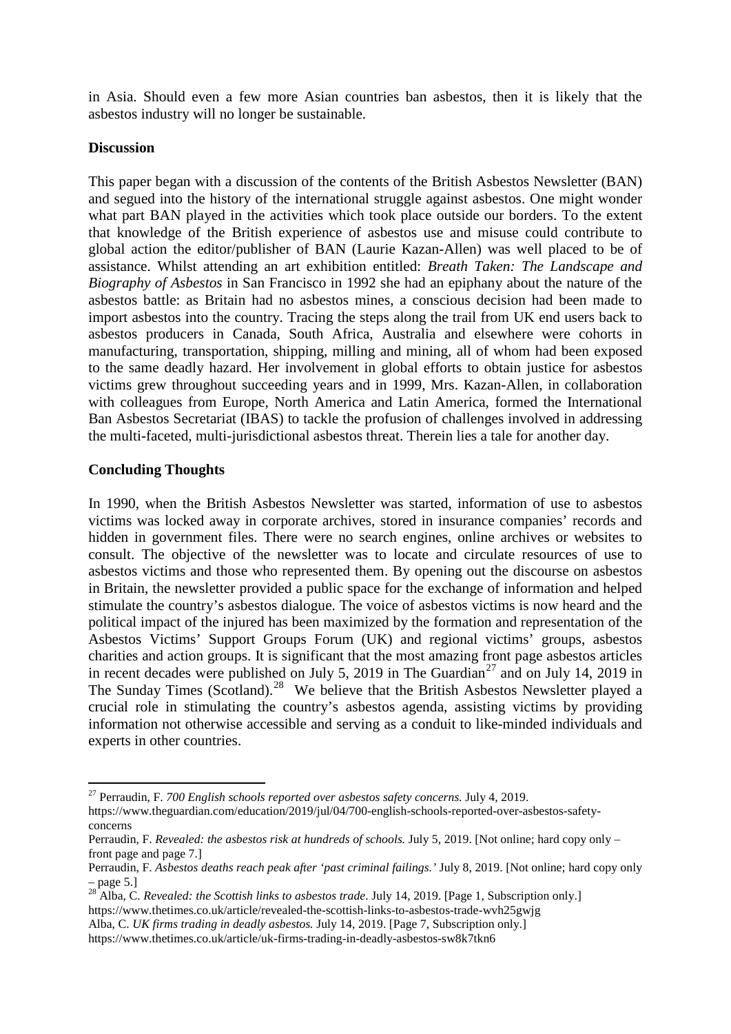in Asia. Should even a few more Asian countries ban asbestos, then it is likely that the asbestos industry will no longer be sustainable.

## Discussion

This paper began with a discussion of the contents of the British Asbestos Newsletter (BAN) and segued into the history of the international struggle against asbestos. One might wonder what part BAN played in the activities which took place outside our borders. To the extent that knowledge of the British experience of asbestos use and misuse could contribute to global action the editor/publisher of BAN (Laurie Kazan-Allen) was well placed to be of assistance. Whilst attending an art exhibition entitled: *Breath Taken: The Landscape and Biography of Asbestos* in San Francisco in 1992 she had an epiphany about the nature of the asbestos battle: as Britain had no asbestos mines, a conscious decision had been made to import asbestos into the country. Tracing the steps along the trail from UK end users back to asbestos producers in Canada, South Africa, Australia and elsewhere were cohorts in manufacturing, transportation, shipping, milling and mining, all of whom had been exposed to the same deadly hazard. Her involvement in global efforts to obtain justice for asbestos victims grew throughout succeeding years and in 1999, Mrs. Kazan-Allen, in collaboration with colleagues from Europe, North America and Latin America, formed the International Ban Asbestos Secretariat (IBAS) to tackle the profusion of challenges involved in addressing the multi-faceted, multi-jurisdictional asbestos threat. Therein lies a tale for another day.

## Concluding Thoughts

In 1990, when the British Asbestos Newsletter was started, information of use to asbestos victims was locked away in corporate archives, stored in insurance companies' records and hidden in government files. There were no search engines, online archives or websites to consult. The objective of the newsletter was to locate and circulate resources of use to asbestos victims and those who represented them. By opening out the discourse on asbestos in Britain, the newsletter provided a public space for the exchange of information and helped stimulate the country's asbestos dialogue. The voice of asbestos victims is now heard and the political impact of the injured has been maximized by the formation and representation of the Asbestos Victims' Support Groups Forum (UK) and regional victims' groups, asbestos charities and action groups. It is significant that the most amazing front page asbestos articles in recent decades were published on July 5, 2019 in The Guardian[27] and on July 14, 2019 in The Sunday Times (Scotland).[28] We believe that the British Asbestos Newsletter played a crucial role in stimulating the country's asbestos agenda, assisting victims by providing information not otherwise accessible and serving as a conduit to like-minded individuals and experts in other countries.

---

[27] Perraudin, F. *700 English schools reported over asbestos safety concerns.* July 4, 2019.
https://www.theguardian.com/education/2019/jul/04/700-english-schools-reported-over-asbestos-safety-concerns
Perraudin, F. *Revealed: the asbestos risk at hundreds of schools.* July 5, 2019. [Not online; hard copy only – front page and page 7.]
Perraudin, F. *Asbestos deaths reach peak after 'past criminal failings.'* July 8, 2019. [Not online; hard copy only – page 5.]

[28] Alba, C. *Revealed: the Scottish links to asbestos trade*. July 14, 2019. [Page 1, Subscription only.]
https://www.thetimes.co.uk/article/revealed-the-scottish-links-to-asbestos-trade-wvh25gwjg
Alba, C. *UK firms trading in deadly asbestos.* July 14, 2019. [Page 7, Subscription only.]
https://www.thetimes.co.uk/article/uk-firms-trading-in-deadly-asbestos-sw8k7tkn6